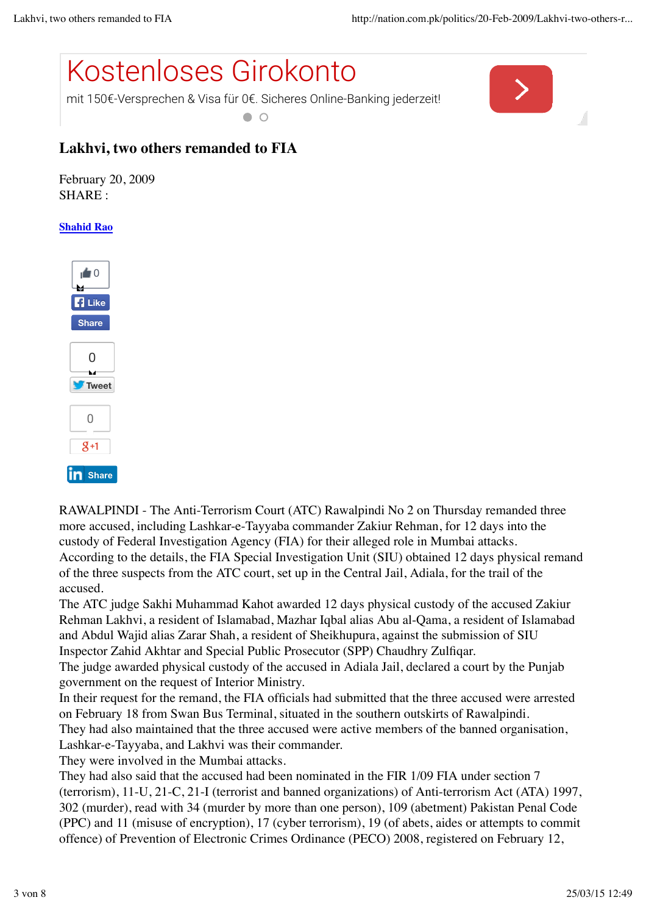# Lakhvi, two others remanded to FIA

February 20, 2009

SHARE :

**Shahid Rao**

RAWALPINDI - The Anti-Terrorism Court (ATC) Rawalpindi No 2 on Thursday remanded three more accused, including Lashkar-e-Tayyaba commander Zakiur Rehman, for 12 days into the custody of Federal Investigation Agency (FIA) for their alleged role in Mumbai attacks.

According to the details, the FIA Special Investigation Unit (SIU) obtained 12 days physical remand of the three suspects from the ATC court, set up in the Central Jail, Adiala, for the trail of the accused.

The ATC judge Sakhi Muhammad Kahot awarded 12 days physical custody of the accused Zakiur Rehman Lakhvi, a resident of Islamabad, Mazhar Iqbal alias Abu al-Qama, a resident of Islamabad and Abdul Wajid alias Zarar Shah, a resident of Sheikhupura, against the submission of SIU Inspector Zahid Akhtar and Special Public Prosecutor (SPP) Chaudhry Zulfiqar.

The judge awarded physical custody of the accused in Adiala Jail, declared a court by the Punjab government on the request of Interior Ministry.

In their request for the remand, the FIA officials had submitted that the three accused were arrested on February 18 from Swan Bus Terminal, situated in the southern outskirts of Rawalpindi.

They had also maintained that the three accused were active members of the banned organisation, Lashkar-e-Tayyaba, and Lakhvi was their commander.

They were involved in the Mumbai attacks.

They had also said that the accused had been nominated in the FIR 1/09 FIA under section 7 (terrorism), 11-U, 21-C, 21-I (terrorist and banned organizations) of Anti-terrorism Act (ATA) 1997, 302 (murder), read with 34 (murder by more than one person), 109 (abetment) Pakistan Penal Code (PPC) and 11 (misuse of encryption), 17 (cyber terrorism), 19 (of abets, aides or attempts to commit offence) of Prevention of Electronic Crimes Ordinance (PECO) 2008, registered on February 12,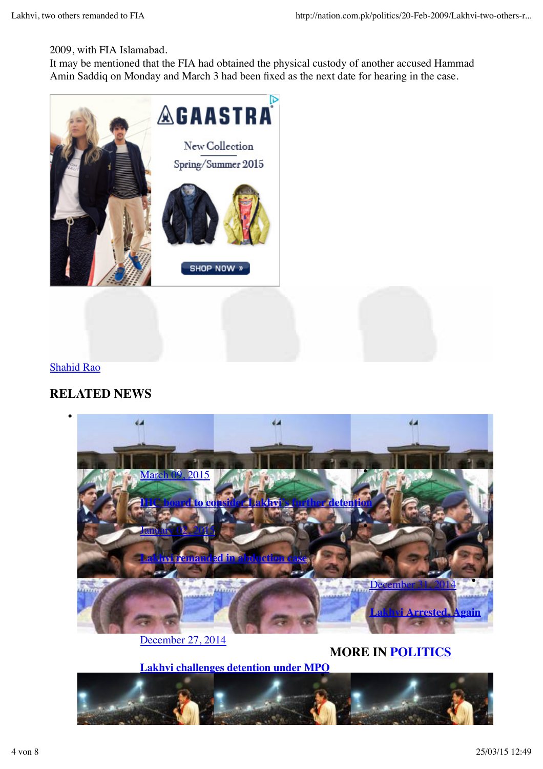2009, with FIA Islamabad.

It may be mentioned that the FIA had obtained the physical custody of another accused Hammad Amin Saddiq on Monday and March 3 had been fixed as the next date for hearing in the case.

Shahid Rao

## RELATED NEWS

- March 09, 2015

  **IHC board to consider Lakhvi's further detention**

- January 02, 2015

  **Lakhvi remanded in abduction case**

- December 31, 2014

  **Lakhvi Arrested, Again**

- December 27, 2014

  **Lakhvi challenges detention under MPO**

## MORE IN POLITICS